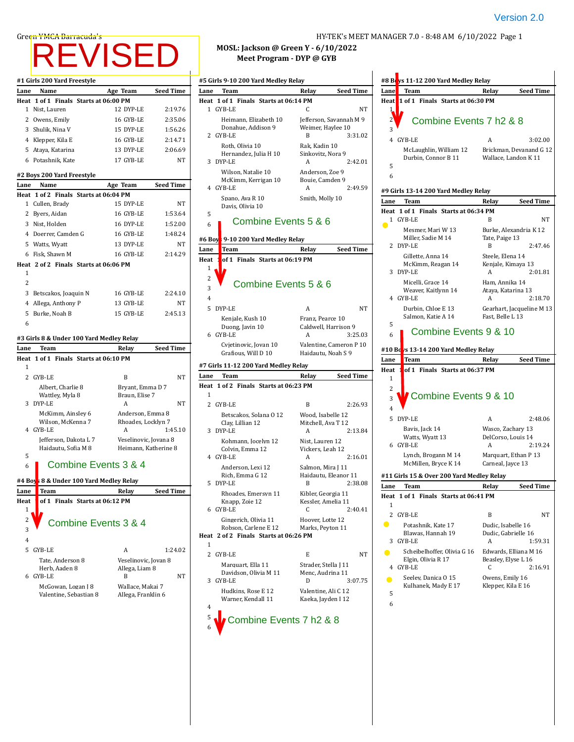Version 2.0

Green YMCA Barracuda's

REVISED

HY-TEK's MEET MANAGER 7.0 - 8:48 AM 6/10/2022

**MOSL: Jackson @ Green Y - 6/10/2022**
**Meet Program - DYP @ GYB**

### #1 Girls 200 Yard Freestyle

| Lane | Name | Age | Team | Seed Time |
|---|---|---|---|---|
| **Heat 1 of 1 Finals Starts at 06:00 PM** | | | | |
| 1 | Nist, Lauren | 12 | DYP-LE | 2:19.76 |
| 2 | Owens, Emily | 16 | GYB-LE | 2:35.06 |
| 3 | Shulik, Nina V | 15 | DYP-LE | 1:56.26 |
| 4 | Klepper, Kila E | 16 | GYB-LE | 2:14.71 |
| 5 | Ataya, Katarina | 13 | DYP-LE | 2:06.69 |
| 6 | Potashnik, Kate | 17 | GYB-LE | NT |

### #2 Boys 200 Yard Freestyle

| Lane | Name | Age | Team | Seed Time |
|---|---|---|---|---|
| **Heat 1 of 2 Finals Starts at 06:04 PM** | | | | |
| 1 | Cullen, Brady | 15 | DYP-LE | NT |
| 2 | Byers, Aidan | 16 | GYB-LE | 1:53.64 |
| 3 | Nist, Holden | 16 | DYP-LE | 1:52.00 |
| 4 | Doerrer, Camden G | 16 | GYB-LE | 1:48.24 |
| 5 | Watts, Wyatt | 13 | DYP-LE | NT |
| 6 | Fisk, Shawn M | 16 | GYB-LE | 2:14.29 |
| **Heat 2 of 2 Finals Starts at 06:06 PM** | | | | |
| 1 | | | | |
| 2 | | | | |
| 3 | Betscakos, Joaquin N | 16 | GYB-LE | 2:24.10 |
| 4 | Allega, Anthony P | 13 | GYB-LE | NT |
| 5 | Burke, Noah B | 15 | GYB-LE | 2:45.13 |
| 6 | | | | |

### #3 Girls 8 & Under 100 Yard Medley Relay

| Lane | Team | Relay | Seed Time |
|---|---|---|---|
| **Heat 1 of 1 Finals Starts at 06:10 PM** | | | |
| 1 | | | |
| 2 | GYB-LE | B | NT |
| | Albert, Charlie 8; Wattley, Myla 8; Bryant, Emma D 7; Braun, Elise 7 | | |
| 3 | DYP-LE | A | NT |
| | McKimm, Ainsley 6; Wilson, McKenna 7; Anderson, Emma 8; Rhoades, Locklyn 7 | | |
| 4 | GYB-LE | A | 1:45.10 |
| | Jefferson, Dakota L 7; Haidautu, Sofia M 8; Veselinovic, Jovana 8; Heimann, Katherine 8 | | |
| 5 | | | |
| 6 | | | |

Combine Events 3 & 4

### #4 Boys 8 & Under 100 Yard Medley Relay

| Lane | Team | Relay | Seed Time |
|---|---|---|---|
| **Heat 1 of 1 Finals Starts at 06:12 PM** | | | |
| 1 | | | |
| 2 | | | |
| 3 | | | |
| 4 | | | |
| 5 | GYB-LE | A | 1:24.02 |
| | Tate, Anderson 8; Herb, Aaden 8; Veselinovic, Jovan 8; Allega, Liam 8 | | |
| 6 | GYB-LE | B | NT |
| | McGowan, Logan J 8; Valentine, Sebastian 8; Wallace, Makai 7; Allega, Franklin 6 | | |

Combine Events 3 & 4

### #5 Girls 9-10 200 Yard Medley Relay

| Lane | Team | Relay | Seed Time |
|---|---|---|---|
| **Heat 1 of 1 Finals Starts at 06:14 PM** | | | |
| 1 | GYB-LE | C | NT |
| | Heimann, Elizabeth 10; Donahue, Addison 9; Jefferson, Savannah M 9; Weimer, Haylee 10 | | |
| 2 | GYB-LE | B | 3:31.02 |
| | Roth, Olivia 10; Hernandez, Julia H 10; Rak, Kadin 10; Sinkovitz, Nora 9 | | |
| 3 | DYP-LE | A | 2:42.01 |
| | Wilson, Natalie 10; McKimm, Kerrigan 10; Anderson, Zoe 9; Bouie, Camden 9 | | |
| 4 | GYB-LE | A | 2:49.59 |
| | Spano, Ava R 10; Davis, Olivia 10; Smith, Molly 10 | | |
| 5 | | | |
| 6 | | | |

Combine Events 5 & 6

### #6 Boys 9-10 200 Yard Medley Relay

| Lane | Team | Relay | Seed Time |
|---|---|---|---|
| **Heat 1 of 1 Finals Starts at 06:19 PM** | | | |
| 1 | | | |
| 2 | | | |
| 3 | | | |
| 4 | | | |
| 5 | DYP-LE | A | NT |
| | Kenjale, Kush 10; Duong, Javin 10; Franz, Pearce 10; Caldwell, Harrison 9 | | |
| 6 | GYB-LE | A | 3:25.03 |
| | Cvjetinovic, Jovan 10; Grafious, Will D 10; Valentine, Cameron P 10; Haidautu, Noah S 9 | | |

Combine Events 5 & 6

### #7 Girls 11-12 200 Yard Medley Relay

| Lane | Team | Relay | Seed Time |
|---|---|---|---|
| **Heat 1 of 2 Finals Starts at 06:23 PM** | | | |
| 1 | | | |
| 2 | GYB-LE | B | 2:26.93 |
| | Betscakos, Solana O 12; Clay, Lillian 12; Wood, Isabelle 12; Mitchell, Ava T 12 | | |
| 3 | DYP-LE | A | 2:13.84 |
| | Kohmann, Jocelyn 12; Colvin, Emma 12; Nist, Lauren 12; Vickers, Leah 12 | | |
| 4 | GYB-LE | A | 2:16.01 |
| | Anderson, Lexi 12; Rich, Emma G 12; Salmon, Mira J 11; Haidautu, Eleanor 11 | | |
| 5 | DYP-LE | B | 2:38.08 |
| | Rhoades, Emersyn 11; Knapp, Zoie 12; Kibler, Georgia 11; Kessler, Amelia 11 | | |
| 6 | GYB-LE | C | 2:40.41 |
| | Gingerich, Olivia 11; Robson, Carlene E 12; Hoover, Lotte 12; Marks, Peyton 11 | | |
| **Heat 2 of 2 Finals Starts at 06:26 PM** | | | |
| 1 | | | |
| 2 | GYB-LE | E | NT |
| | Marquart, Ella 11; Davidson, Olivia M 11; Strader, Stella J 11; Menc, Audrina 11 | | |
| 3 | GYB-LE | D | 3:07.75 |
| | Hudkins, Rose E 12; Warner, Kendall 11; Valentine, Ali C 12; Kaeka, Jayden I 12 | | |
| 4 | | | |
| 5 | | | |
| 6 | | | |

Combine Events 7 h2 & 8

### #8 Boys 11-12 200 Yard Medley Relay

| Lane | Team | Relay | Seed Time |
|---|---|---|---|
| **Heat 1 of 1 Finals Starts at 06:30 PM** | | | |
| 1 | | | |
| 2 | | | |
| 3 | | | |
| 4 | GYB-LE | A | 3:02.00 |
| | McLaughlin, William 12; Durbin, Connor B 11; Brickman, Devanand G 12; Wallace, Landon K 11 | | |
| 5 | | | |
| 6 | | | |

Combine Events 7 h2 & 8

### #9 Girls 13-14 200 Yard Medley Relay

| Lane | Team | Relay | Seed Time |
|---|---|---|---|
| **Heat 1 of 1 Finals Starts at 06:34 PM** | | | |
| 1 | GYB-LE | B | NT |
| | Mesmer, Mari W 13; Miller, Sadie M 14; Burke, Alexandria K 12; Tate, Paige 13 | | |
| 2 | DYP-LE | B | 2:47.46 |
| | Gillette, Anna 14; McKimm, Reagan 14; Steele, Elena 14; Kenjale, Kimaya 13 | | |
| 3 | DYP-LE | A | 2:01.81 |
| | Micelli, Grace 14; Weaver, Kaitlynn 14; Ham, Annika 14; Ataya, Katarina 13 | | |
| 4 | GYB-LE | A | 2:18.70 |
| | Durbin, Chloe E 13; Salmon, Katie A 14; Gearhart, Jacqueline M 13; Fast, Belle L 13 | | |
| 5 | | | |
| 6 | | | |

Combine Events 9 & 10

### #10 Boys 13-14 200 Yard Medley Relay

| Lane | Team | Relay | Seed Time |
|---|---|---|---|
| **Heat 1 of 1 Finals Starts at 06:37 PM** | | | |
| 1 | | | |
| 2 | | | |
| 3 | | | |
| 4 | | | |
| 5 | DYP-LE | A | 2:48.06 |
| | Bavis, Jack 14; Watts, Wyatt 13; Wasco, Zachary 13; DelCorso, Louis 14 | | |
| 6 | GYB-LE | A | 2:19.24 |
| | Lynch, Broganm M 14; McMillen, Bryce K 14; Marquart, Ethan P 13; Carneal, Jayce 13 | | |

Combine Events 9 & 10

### #11 Girls 15 & Over 200 Yard Medley Relay

| Lane | Team | Relay | Seed Time |
|---|---|---|---|
| **Heat 1 of 1 Finals Starts at 06:41 PM** | | | |
| 1 | | | |
| 2 | GYB-LE | B | NT |
| | Potashnik, Kate 17; Blawas, Hannah 19; Dudic, Isabelle 16; Dudic, Gabrielle 16 | | |
| 3 | GYB-LE | A | 1:59.31 |
| | Scheibelhoffer, Olivia G 16; Elgin, Olivia R 17; Edwards, Elliana M 16; Beasley, Elyse L 16 | | |
| 4 | GYB-LE | C | 2:16.91 |
| | Seeley, Danica O 15; Kulhanek, Mady E 17; Owens, Emily 16; Klepper, Kila E 16 | | |
| 5 | | | |
| 6 | | | |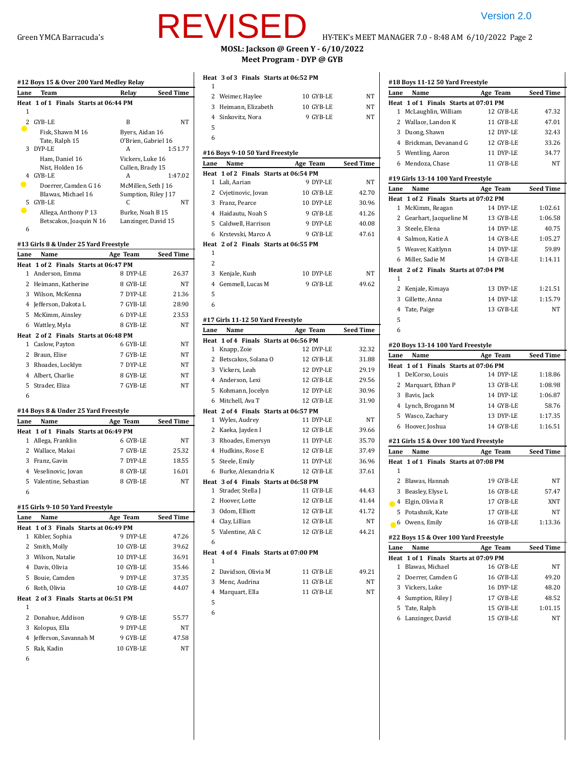REVISED

Version 2.0

**MOSL: Jackson @ Green Y - 6/10/2022**
**Meet Program - DYP @ GYB**

### #12 Boys 15 & Over 200 Yard Medley Relay

| Lane | Team | Relay | Seed Time |
|---|---|---|---|
| **Heat 1 of 1 Finals Starts at 06:44 PM** | | | |
| 1 | | | |
| 2 | GYB-LE | B | NT |
| | Fisk, Shawn M 16 | Byers, Aidan 16 | |
| | Tate, Ralph 15 | O'Brien, Gabriel 16 | |
| 3 | DYP-LE | A | 1:51.77 |
| | Ham, Daniel 16 | Vickers, Luke 16 | |
| | Nist, Holden 16 | Cullen, Brady 15 | |
| 4 | GYB-LE | A | 1:47.02 |
| | Doerrer, Camden G 16 | McMillen, Seth J 16 | |
| | Blawas, Michael 16 | Sumption, Riley J 17 | |
| 5 | GYB-LE | C | NT |
| | Allega, Anthony P 13 | Burke, Noah B 15 | |
| | Betscakos, Joaquin N 16 | Lanzinger, David 15 | |
| 6 | | | |

### #13 Girls 8 & Under 25 Yard Freestyle

| Lane | Name | Age | Team | Seed Time |
|---|---|---|---|---|
| **Heat 1 of 2 Finals Starts at 06:47 PM** | | | | |
| 1 | Anderson, Emma | 8 | DYP-LE | 26.37 |
| 2 | Heimann, Katherine | 8 | GYB-LE | NT |
| 3 | Wilson, McKenna | 7 | DYP-LE | 21.36 |
| 4 | Jefferson, Dakota L | 7 | GYB-LE | 28.90 |
| 5 | McKimm, Ainsley | 6 | DYP-LE | 23.53 |
| 6 | Wattley, Myla | 8 | GYB-LE | NT |
| **Heat 2 of 2 Finals Starts at 06:48 PM** | | | | |
| 1 | Caslow, Payton | 6 | GYB-LE | NT |
| 2 | Braun, Elise | 7 | GYB-LE | NT |
| 3 | Rhoades, Locklyn | 7 | DYP-LE | NT |
| 4 | Albert, Charlie | 8 | GYB-LE | NT |
| 5 | Strader, Eliza | 7 | GYB-LE | NT |
| 6 | | | | |

### #14 Boys 8 & Under 25 Yard Freestyle

| Lane | Name | Age | Team | Seed Time |
|---|---|---|---|---|
| **Heat 1 of 1 Finals Starts at 06:49 PM** | | | | |
| 1 | Allega, Franklin | 6 | GYB-LE | NT |
| 2 | Wallace, Makai | 7 | GYB-LE | 25.32 |
| 3 | Franz, Gavin | 7 | DYP-LE | 18.55 |
| 4 | Veselinovic, Jovan | 8 | GYB-LE | 16.01 |
| 5 | Valentine, Sebastian | 8 | GYB-LE | NT |
| 6 | | | | |

### #15 Girls 9-10 50 Yard Freestyle

| Lane | Name | Age | Team | Seed Time |
|---|---|---|---|---|
| **Heat 1 of 3 Finals Starts at 06:49 PM** | | | | |
| 1 | Kibler, Sophia | 9 | DYP-LE | 47.26 |
| 2 | Smith, Molly | 10 | GYB-LE | 39.62 |
| 3 | Wilson, Natalie | 10 | DYP-LE | 36.91 |
| 4 | Davis, Olivia | 10 | GYB-LE | 35.46 |
| 5 | Bouie, Camden | 9 | DYP-LE | 37.35 |
| 6 | Roth, Olivia | 10 | GYB-LE | 44.07 |
| **Heat 2 of 3 Finals Starts at 06:51 PM** | | | | |
| 1 | | | | |
| 2 | Donahue, Addison | 9 | GYB-LE | 55.77 |
| 3 | Kolopus, Ella | 9 | DYP-LE | NT |
| 4 | Jefferson, Savannah M | 9 | GYB-LE | 47.58 |
| 5 | Rak, Kadin | 10 | GYB-LE | NT |
| 6 | | | | |
| **Heat 3 of 3 Finals Starts at 06:52 PM** | | | | |
| 1 | | | | |
| 2 | Weimer, Haylee | 10 | GYB-LE | NT |
| 3 | Heimann, Elizabeth | 10 | GYB-LE | NT |
| 4 | Sinkovitz, Nora | 9 | GYB-LE | NT |
| 5 | | | | |
| 6 | | | | |

### #16 Boys 9-10 50 Yard Freestyle

| Lane | Name | Age | Team | Seed Time |
|---|---|---|---|---|
| **Heat 1 of 2 Finals Starts at 06:54 PM** | | | | |
| 1 | Lali, Aarian | 9 | DYP-LE | NT |
| 2 | Cvjetinovic, Jovan | 10 | GYB-LE | 42.70 |
| 3 | Franz, Pearce | 10 | DYP-LE | 30.96 |
| 4 | Haidautu, Noah S | 9 | GYB-LE | 41.26 |
| 5 | Caldwell, Harrison | 9 | DYP-LE | 40.08 |
| 6 | Krstevski, Marco A | 9 | GYB-LE | 47.61 |
| **Heat 2 of 2 Finals Starts at 06:55 PM** | | | | |
| 1 | | | | |
| 2 | | | | |
| 3 | Kenjale, Kush | 10 | DYP-LE | NT |
| 4 | Gemmell, Lucas M | 9 | GYB-LE | 49.62 |
| 5 | | | | |
| 6 | | | | |

### #17 Girls 11-12 50 Yard Freestyle

| Lane | Name | Age | Team | Seed Time |
|---|---|---|---|---|
| **Heat 1 of 4 Finals Starts at 06:56 PM** | | | | |
| 1 | Knapp, Zoie | 12 | DYP-LE | 32.32 |
| 2 | Betscakos, Solana O | 12 | GYB-LE | 31.88 |
| 3 | Vickers, Leah | 12 | DYP-LE | 29.19 |
| 4 | Anderson, Lexi | 12 | GYB-LE | 29.56 |
| 5 | Kohmann, Jocelyn | 12 | DYP-LE | 30.96 |
| 6 | Mitchell, Ava T | 12 | GYB-LE | 31.90 |
| **Heat 2 of 4 Finals Starts at 06:57 PM** | | | | |
| 1 | Wyles, Audrey | 11 | DYP-LE | NT |
| 2 | Kaeka, Jayden I | 12 | GYB-LE | 39.66 |
| 3 | Rhoades, Emersyn | 11 | DYP-LE | 35.70 |
| 4 | Hudkins, Rose E | 12 | GYB-LE | 37.49 |
| 5 | Steele, Emily | 11 | DYP-LE | 36.96 |
| 6 | Burke, Alexandria K | 12 | GYB-LE | 37.61 |
| **Heat 3 of 4 Finals Starts at 06:58 PM** | | | | |
| 1 | Strader, Stella J | 11 | GYB-LE | 44.43 |
| 2 | Hoover, Lotte | 12 | GYB-LE | 41.44 |
| 3 | Odom, Elliott | 12 | GYB-LE | 41.72 |
| 4 | Clay, Lillian | 12 | GYB-LE | NT |
| 5 | Valentine, Ali C | 12 | GYB-LE | 44.21 |
| 6 | | | | |
| **Heat 4 of 4 Finals Starts at 07:00 PM** | | | | |
| 1 | | | | |
| 2 | Davidson, Olivia M | 11 | GYB-LE | 49.21 |
| 3 | Menc, Audrina | 11 | GYB-LE | NT |
| 4 | Marquart, Ella | 11 | GYB-LE | NT |
| 5 | | | | |
| 6 | | | | |

### #18 Boys 11-12 50 Yard Freestyle

| Lane | Name | Age | Team | Seed Time |
|---|---|---|---|---|
| **Heat 1 of 1 Finals Starts at 07:01 PM** | | | | |
| 1 | McLaughlin, William | 12 | GYB-LE | 47.32 |
| 2 | Wallace, Landon K | 11 | GYB-LE | 47.01 |
| 3 | Duong, Shawn | 12 | DYP-LE | 32.43 |
| 4 | Brickman, Devanand G | 12 | GYB-LE | 33.26 |
| 5 | Wentling, Aaron | 11 | DYP-LE | 34.77 |
| 6 | Mendoza, Chase | 11 | GYB-LE | NT |

### #19 Girls 13-14 100 Yard Freestyle

| Lane | Name | Age | Team | Seed Time |
|---|---|---|---|---|
| **Heat 1 of 2 Finals Starts at 07:02 PM** | | | | |
| 1 | McKimm, Reagan | 14 | DYP-LE | 1:02.61 |
| 2 | Gearhart, Jacqueline M | 13 | GYB-LE | 1:06.58 |
| 3 | Steele, Elena | 14 | DYP-LE | 40.75 |
| 4 | Salmon, Katie A | 14 | GYB-LE | 1:05.27 |
| 5 | Weaver, Kaitlynn | 14 | DYP-LE | 59.89 |
| 6 | Miller, Sadie M | 14 | GYB-LE | 1:14.11 |
| **Heat 2 of 2 Finals Starts at 07:04 PM** | | | | |
| 1 | | | | |
| 2 | Kenjale, Kimaya | 13 | DYP-LE | 1:21.51 |
| 3 | Gillette, Anna | 14 | DYP-LE | 1:15.79 |
| 4 | Tate, Paige | 13 | GYB-LE | NT |
| 5 | | | | |
| 6 | | | | |

### #20 Boys 13-14 100 Yard Freestyle

| Lane | Name | Age | Team | Seed Time |
|---|---|---|---|---|
| **Heat 1 of 1 Finals Starts at 07:06 PM** | | | | |
| 1 | DelCorso, Louis | 14 | DYP-LE | 1:18.86 |
| 2 | Marquart, Ethan P | 13 | GYB-LE | 1:08.98 |
| 3 | Bavis, Jack | 14 | DYP-LE | 1:06.87 |
| 4 | Lynch, Brogann M | 14 | GYB-LE | 58.76 |
| 5 | Wasco, Zachary | 13 | DYP-LE | 1:17.35 |
| 6 | Hoover, Joshua | 14 | GYB-LE | 1:16.51 |

### #21 Girls 15 & Over 100 Yard Freestyle

| Lane | Name | Age | Team | Seed Time |
|---|---|---|---|---|
| **Heat 1 of 1 Finals Starts at 07:08 PM** | | | | |
| 1 | | | | |
| 2 | Blawas, Hannah | 19 | GYB-LE | NT |
| 3 | Beasley, Elyse L | 16 | GYB-LE | 57.47 |
| 4 | Elgin, Olivia R | 17 | GYB-LE | XNT |
| 5 | Potashnik, Kate | 17 | GYB-LE | NT |
| 6 | Owens, Emily | 16 | GYB-LE | 1:13.36 |

### #22 Boys 15 & Over 100 Yard Freestyle

| Lane | Name | Age | Team | Seed Time |
|---|---|---|---|---|
| **Heat 1 of 1 Finals Starts at 07:09 PM** | | | | |
| 1 | Blawas, Michael | 16 | GYB-LE | NT |
| 2 | Doerrer, Camden G | 16 | GYB-LE | 49.20 |
| 3 | Vickers, Luke | 16 | DYP-LE | 48.20 |
| 4 | Sumption, Riley J | 17 | GYB-LE | 48.52 |
| 5 | Tate, Ralph | 15 | GYB-LE | 1:01.15 |
| 6 | Lanzinger, David | 15 | GYB-LE | NT |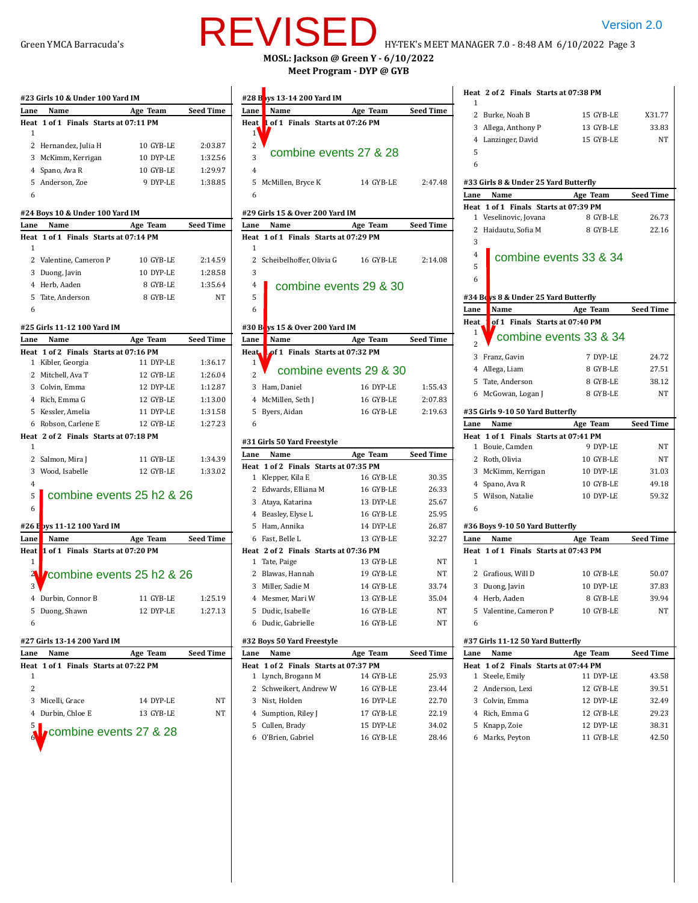REVISED

Version 2.0

**MOSL: Jackson @ Green Y - 6/10/2022**
**Meet Program - DYP @ GYB**

### #23 Girls 10 & Under 100 Yard IM

| Lane | Name | Age | Team | Seed Time |
|---|---|---|---|---|
| **Heat 1 of 1 Finals Starts at 07:11 PM** | | | | |
| 1 | | | | |
| 2 | Hernandez, Julia H | 10 | GYB-LE | 2:03.87 |
| 3 | McKimm, Kerrigan | 10 | DYP-LE | 1:32.56 |
| 4 | Spano, Ava R | 10 | GYB-LE | 1:29.97 |
| 5 | Anderson, Zoe | 9 | DYP-LE | 1:38.85 |
| 6 | | | | |

### #24 Boys 10 & Under 100 Yard IM

| Lane | Name | Age | Team | Seed Time |
|---|---|---|---|---|
| **Heat 1 of 1 Finals Starts at 07:14 PM** | | | | |
| 1 | | | | |
| 2 | Valentine, Cameron P | 10 | GYB-LE | 2:14.59 |
| 3 | Duong, Javin | 10 | DYP-LE | 1:28.58 |
| 4 | Herb, Aaden | 8 | GYB-LE | 1:35.64 |
| 5 | Tate, Anderson | 8 | GYB-LE | NT |
| 6 | | | | |

### #25 Girls 11-12 100 Yard IM

| Lane | Name | Age | Team | Seed Time |
|---|---|---|---|---|
| **Heat 1 of 2 Finals Starts at 07:16 PM** | | | | |
| 1 | Kibler, Georgia | 11 | DYP-LE | 1:36.17 |
| 2 | Mitchell, Ava T | 12 | GYB-LE | 1:26.04 |
| 3 | Colvin, Emma | 12 | DYP-LE | 1:12.87 |
| 4 | Rich, Emma G | 12 | GYB-LE | 1:13.00 |
| 5 | Kessler, Amelia | 11 | DYP-LE | 1:31.58 |
| 6 | Robson, Carlene E | 12 | GYB-LE | 1:27.23 |
| **Heat 2 of 2 Finals Starts at 07:18 PM** | | | | |
| 1 | | | | |
| 2 | Salmon, Mira J | 11 | GYB-LE | 1:34.39 |
| 3 | Wood, Isabelle | 12 | GYB-LE | 1:33.02 |
| 4 | | | | |
| 5 | | | | |
| 6 | | | | |

combine events 25 h2 & 26

### #26 Boys 11-12 100 Yard IM

combine events 25 h2 & 26

| Lane | Name | Age | Team | Seed Time |
|---|---|---|---|---|
| **Heat 1 of 1 Finals Starts at 07:20 PM** | | | | |
| 1 | | | | |
| 2 | | | | |
| 3 | | | | |
| 4 | Durbin, Connor B | 11 | GYB-LE | 1:25.19 |
| 5 | Duong, Shawn | 12 | DYP-LE | 1:27.13 |
| 6 | | | | |

### #27 Girls 13-14 200 Yard IM

| Lane | Name | Age | Team | Seed Time |
|---|---|---|---|---|
| **Heat 1 of 1 Finals Starts at 07:22 PM** | | | | |
| 1 | | | | |
| 2 | | | | |
| 3 | Micelli, Grace | 14 | DYP-LE | NT |
| 4 | Durbin, Chloe E | 13 | GYB-LE | NT |
| 5 | | | | |
| 6 | | | | |

combine events 27 & 28

### #28 Boys 13-14 200 Yard IM

combine events 27 & 28

| Lane | Name | Age | Team | Seed Time |
|---|---|---|---|---|
| **Heat 1 of 1 Finals Starts at 07:26 PM** | | | | |
| 1 | | | | |
| 2 | | | | |
| 3 | | | | |
| 4 | | | | |
| 5 | McMillen, Bryce K | 14 | GYB-LE | 2:47.48 |
| 6 | | | | |

### #29 Girls 15 & Over 200 Yard IM

| Lane | Name | Age | Team | Seed Time |
|---|---|---|---|---|
| **Heat 1 of 1 Finals Starts at 07:29 PM** | | | | |
| 1 | | | | |
| 2 | Scheibelhoffer, Olivia G | 16 | GYB-LE | 2:14.08 |
| 3 | | | | |
| 4 | | | | |
| 5 | | | | |
| 6 | | | | |

combine events 29 & 30

### #30 Boys 15 & Over 200 Yard IM

combine events 29 & 30

| Lane | Name | Age | Team | Seed Time |
|---|---|---|---|---|
| **Heat 1 of 1 Finals Starts at 07:32 PM** | | | | |
| 1 | | | | |
| 2 | | | | |
| 3 | Ham, Daniel | 16 | DYP-LE | 1:55.43 |
| 4 | McMillen, Seth J | 16 | GYB-LE | 2:07.83 |
| 5 | Byers, Aidan | 16 | GYB-LE | 2:19.63 |
| 6 | | | | |

### #31 Girls 50 Yard Freestyle

| Lane | Name | Age | Team | Seed Time |
|---|---|---|---|---|
| **Heat 1 of 2 Finals Starts at 07:35 PM** | | | | |
| 1 | Klepper, Kila E | 16 | GYB-LE | 30.35 |
| 2 | Edwards, Elliana M | 16 | GYB-LE | 26.33 |
| 3 | Ataya, Katarina | 13 | DYP-LE | 25.67 |
| 4 | Beasley, Elyse L | 16 | GYB-LE | 25.95 |
| 5 | Ham, Annika | 14 | DYP-LE | 26.87 |
| 6 | Fast, Belle L | 13 | GYB-LE | 32.27 |
| **Heat 2 of 2 Finals Starts at 07:36 PM** | | | | |
| 1 | Tate, Paige | 13 | GYB-LE | NT |
| 2 | Blawas, Hannah | 19 | GYB-LE | NT |
| 3 | Miller, Sadie M | 14 | GYB-LE | 33.74 |
| 4 | Mesmer, Mari W | 13 | GYB-LE | 35.04 |
| 5 | Dudic, Isabelle | 16 | GYB-LE | NT |
| 6 | Dudic, Gabrielle | 16 | GYB-LE | NT |

### #32 Boys 50 Yard Freestyle

| Lane | Name | Age | Team | Seed Time |
|---|---|---|---|---|
| **Heat 1 of 2 Finals Starts at 07:37 PM** | | | | |
| 1 | Lynch, Brogann M | 14 | GYB-LE | 25.93 |
| 2 | Schweikert, Andrew W | 16 | GYB-LE | 23.44 |
| 3 | Nist, Holden | 16 | DYP-LE | 22.70 |
| 4 | Sumption, Riley J | 17 | GYB-LE | 22.19 |
| 5 | Cullen, Brady | 15 | DYP-LE | 34.02 |
| 6 | O'Brien, Gabriel | 16 | GYB-LE | 28.46 |
| **Heat 2 of 2 Finals Starts at 07:38 PM** | | | | |
| 1 | | | | |
| 2 | Burke, Noah B | 15 | GYB-LE | X31.77 |
| 3 | Allega, Anthony P | 13 | GYB-LE | 33.83 |
| 4 | Lanzinger, David | 15 | GYB-LE | NT |
| 5 | | | | |
| 6 | | | | |

### #33 Girls 8 & Under 25 Yard Butterfly

| Lane | Name | Age | Team | Seed Time |
|---|---|---|---|---|
| **Heat 1 of 1 Finals Starts at 07:39 PM** | | | | |
| 1 | Veselinovic, Jovana | 8 | GYB-LE | 26.73 |
| 2 | Haidautu, Sofia M | 8 | GYB-LE | 22.16 |
| 3 | | | | |
| 4 | | | | |
| 5 | | | | |
| 6 | | | | |

combine events 33 & 34

### #34 Boys 8 & Under 25 Yard Butterfly

combine events 33 & 34

| Lane | Name | Age | Team | Seed Time |
|---|---|---|---|---|
| **Heat 1 of 1 Finals Starts at 07:40 PM** | | | | |
| 1 | | | | |
| 2 | | | | |
| 3 | Franz, Gavin | 7 | DYP-LE | 24.72 |
| 4 | Allega, Liam | 8 | GYB-LE | 27.51 |
| 5 | Tate, Anderson | 8 | GYB-LE | 38.12 |
| 6 | McGowan, Logan J | 8 | GYB-LE | NT |

### #35 Girls 9-10 50 Yard Butterfly

| Lane | Name | Age | Team | Seed Time |
|---|---|---|---|---|
| **Heat 1 of 1 Finals Starts at 07:41 PM** | | | | |
| 1 | Bouie, Camden | 9 | DYP-LE | NT |
| 2 | Roth, Olivia | 10 | GYB-LE | NT |
| 3 | McKimm, Kerrigan | 10 | DYP-LE | 31.03 |
| 4 | Spano, Ava R | 10 | GYB-LE | 49.18 |
| 5 | Wilson, Natalie | 10 | DYP-LE | 59.32 |
| 6 | | | | |

### #36 Boys 9-10 50 Yard Butterfly

| Lane | Name | Age | Team | Seed Time |
|---|---|---|---|---|
| **Heat 1 of 1 Finals Starts at 07:43 PM** | | | | |
| 1 | | | | |
| 2 | Grafious, Will D | 10 | GYB-LE | 50.07 |
| 3 | Duong, Javin | 10 | DYP-LE | 37.83 |
| 4 | Herb, Aaden | 8 | GYB-LE | 39.94 |
| 5 | Valentine, Cameron P | 10 | GYB-LE | NT |
| 6 | | | | |

### #37 Girls 11-12 50 Yard Butterfly

| Lane | Name | Age | Team | Seed Time |
|---|---|---|---|---|
| **Heat 1 of 2 Finals Starts at 07:44 PM** | | | | |
| 1 | Steele, Emily | 11 | DYP-LE | 43.58 |
| 2 | Anderson, Lexi | 12 | GYB-LE | 39.51 |
| 3 | Colvin, Emma | 12 | DYP-LE | 32.49 |
| 4 | Rich, Emma G | 12 | GYB-LE | 29.23 |
| 5 | Knapp, Zoie | 12 | DYP-LE | 38.31 |
| 6 | Marks, Peyton | 11 | GYB-LE | 42.50 |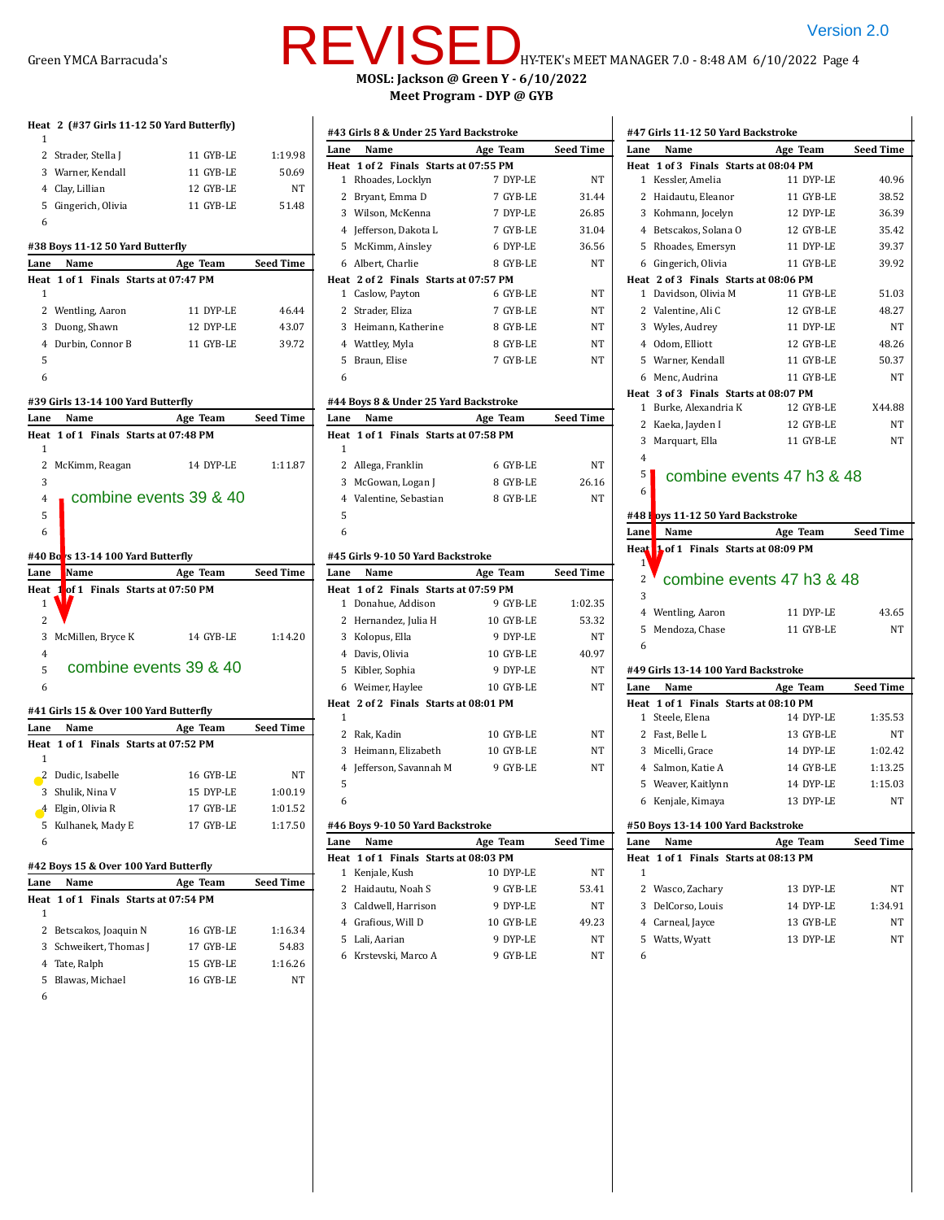REVISED

Version 2.0

Green YMCA Barracuda's — HY-TEK's MEET MANAGER 7.0 - 8:48 AM 6/10/2022

**MOSL: Jackson @ Green Y - 6/10/2022**

**Meet Program - DYP @ GYB**

### Heat 2 (#37 Girls 11-12 50 Yard Butterfly)

| Lane | Name | Age | Team | Seed Time |
|---|---|---|---|---|
| 1 | | | | |
| 2 | Strader, Stella J | 11 | GYB-LE | 1:19.98 |
| 3 | Warner, Kendall | 11 | GYB-LE | 50.69 |
| 4 | Clay, Lillian | 12 | GYB-LE | NT |
| 5 | Gingerich, Olivia | 11 | GYB-LE | 51.48 |
| 6 | | | | |

### #38 Boys 11-12 50 Yard Butterfly

| Lane | Name | Age | Team | Seed Time |
|---|---|---|---|---|
| **Heat 1 of 1 Finals Starts at 07:47 PM** | | | | |
| 1 | | | | |
| 2 | Wentling, Aaron | 11 | DYP-LE | 46.44 |
| 3 | Duong, Shawn | 12 | DYP-LE | 43.07 |
| 4 | Durbin, Connor B | 11 | GYB-LE | 39.72 |
| 5 | | | | |
| 6 | | | | |

### #39 Girls 13-14 100 Yard Butterfly

| Lane | Name | Age | Team | Seed Time |
|---|---|---|---|---|
| **Heat 1 of 1 Finals Starts at 07:48 PM** | | | | |
| 1 | | | | |
| 2 | McKimm, Reagan | 14 | DYP-LE | 1:11.87 |
| 3 | | | | |
| 4 | | | | |
| 5 | | | | |
| 6 | | | | |

combine events 39 & 40

### #40 Boys 13-14 100 Yard Butterfly

| Lane | Name | Age | Team | Seed Time |
|---|---|---|---|---|
| **Heat 1 of 1 Finals Starts at 07:50 PM** | | | | |
| 1 | | | | |
| 2 | | | | |
| 3 | McMillen, Bryce K | 14 | GYB-LE | 1:14.20 |
| 4 | | | | |
| 5 | | | | |
| 6 | | | | |

combine events 39 & 40

### #41 Girls 15 & Over 100 Yard Butterfly

| Lane | Name | Age | Team | Seed Time |
|---|---|---|---|---|
| **Heat 1 of 1 Finals Starts at 07:52 PM** | | | | |
| 1 | | | | |
| 2 | Dudic, Isabelle | 16 | GYB-LE | NT |
| 3 | Shulik, Nina V | 15 | DYP-LE | 1:00.19 |
| 4 | Elgin, Olivia R | 17 | GYB-LE | 1:01.52 |
| 5 | Kulhanek, Mady E | 17 | GYB-LE | 1:17.50 |
| 6 | | | | |

### #42 Boys 15 & Over 100 Yard Butterfly

| Lane | Name | Age | Team | Seed Time |
|---|---|---|---|---|
| **Heat 1 of 1 Finals Starts at 07:54 PM** | | | | |
| 1 | | | | |
| 2 | Betscakos, Joaquin N | 16 | GYB-LE | 1:16.34 |
| 3 | Schweikert, Thomas J | 17 | GYB-LE | 54.83 |
| 4 | Tate, Ralph | 15 | GYB-LE | 1:16.26 |
| 5 | Blawas, Michael | 16 | GYB-LE | NT |
| 6 | | | | |

### #43 Girls 8 & Under 25 Yard Backstroke

| Lane | Name | Age | Team | Seed Time |
|---|---|---|---|---|
| **Heat 1 of 2 Finals Starts at 07:55 PM** | | | | |
| 1 | Rhoades, Locklyn | 7 | DYP-LE | NT |
| 2 | Bryant, Emma D | 7 | GYB-LE | 31.44 |
| 3 | Wilson, McKenna | 7 | DYP-LE | 26.85 |
| 4 | Jefferson, Dakota L | 7 | GYB-LE | 31.04 |
| 5 | McKimm, Ainsley | 6 | DYP-LE | 36.56 |
| 6 | Albert, Charlie | 8 | GYB-LE | NT |
| **Heat 2 of 2 Finals Starts at 07:57 PM** | | | | |
| 1 | Caslow, Payton | 6 | GYB-LE | NT |
| 2 | Strader, Eliza | 7 | GYB-LE | NT |
| 3 | Heimann, Katherine | 8 | GYB-LE | NT |
| 4 | Wattley, Myla | 8 | GYB-LE | NT |
| 5 | Braun, Elise | 7 | GYB-LE | NT |
| 6 | | | | |

### #44 Boys 8 & Under 25 Yard Backstroke

| Lane | Name | Age | Team | Seed Time |
|---|---|---|---|---|
| **Heat 1 of 1 Finals Starts at 07:58 PM** | | | | |
| 1 | | | | |
| 2 | Allega, Franklin | 6 | GYB-LE | NT |
| 3 | McGowan, Logan J | 8 | GYB-LE | 26.16 |
| 4 | Valentine, Sebastian | 8 | GYB-LE | NT |
| 5 | | | | |
| 6 | | | | |

### #45 Girls 9-10 50 Yard Backstroke

| Lane | Name | Age | Team | Seed Time |
|---|---|---|---|---|
| **Heat 1 of 2 Finals Starts at 07:59 PM** | | | | |
| 1 | Donahue, Addison | 9 | GYB-LE | 1:02.35 |
| 2 | Hernandez, Julia H | 10 | GYB-LE | 53.32 |
| 3 | Kolopus, Ella | 9 | DYP-LE | NT |
| 4 | Davis, Olivia | 10 | GYB-LE | 40.97 |
| 5 | Kibler, Sophia | 9 | DYP-LE | NT |
| 6 | Weimer, Haylee | 10 | GYB-LE | NT |
| **Heat 2 of 2 Finals Starts at 08:01 PM** | | | | |
| 1 | | | | |
| 2 | Rak, Kadin | 10 | GYB-LE | NT |
| 3 | Heimann, Elizabeth | 10 | GYB-LE | NT |
| 4 | Jefferson, Savannah M | 9 | GYB-LE | NT |
| 5 | | | | |
| 6 | | | | |

### #46 Boys 9-10 50 Yard Backstroke

| Lane | Name | Age | Team | Seed Time |
|---|---|---|---|---|
| **Heat 1 of 1 Finals Starts at 08:03 PM** | | | | |
| 1 | Kenjale, Kush | 10 | DYP-LE | NT |
| 2 | Haidautu, Noah S | 9 | GYB-LE | 53.41 |
| 3 | Caldwell, Harrison | 9 | DYP-LE | NT |
| 4 | Grafious, Will D | 10 | GYB-LE | 49.23 |
| 5 | Lali, Aarian | 9 | DYP-LE | NT |
| 6 | Krstevski, Marco A | 9 | GYB-LE | NT |

### #47 Girls 11-12 50 Yard Backstroke

| Lane | Name | Age | Team | Seed Time |
|---|---|---|---|---|
| **Heat 1 of 3 Finals Starts at 08:04 PM** | | | | |
| 1 | Kessler, Amelia | 11 | DYP-LE | 40.96 |
| 2 | Haidautu, Eleanor | 11 | GYB-LE | 38.52 |
| 3 | Kohmann, Jocelyn | 12 | DYP-LE | 36.39 |
| 4 | Betscakos, Solana O | 12 | GYB-LE | 35.42 |
| 5 | Rhoades, Emersyn | 11 | DYP-LE | 39.37 |
| 6 | Gingerich, Olivia | 11 | GYB-LE | 39.92 |
| **Heat 2 of 3 Finals Starts at 08:06 PM** | | | | |
| 1 | Davidson, Olivia M | 11 | GYB-LE | 51.03 |
| 2 | Valentine, Ali C | 12 | GYB-LE | 48.27 |
| 3 | Wyles, Audrey | 11 | DYP-LE | NT |
| 4 | Odom, Elliott | 12 | GYB-LE | 48.26 |
| 5 | Warner, Kendall | 11 | GYB-LE | 50.37 |
| 6 | Menc, Audrina | 11 | GYB-LE | NT |
| **Heat 3 of 3 Finals Starts at 08:07 PM** | | | | |
| 1 | Burke, Alexandria K | 12 | GYB-LE | X44.88 |
| 2 | Kaeka, Jayden I | 12 | GYB-LE | NT |
| 3 | Marquart, Ella | 11 | GYB-LE | NT |
| 4 | | | | |
| 5 | | | | |
| 6 | | | | |

combine events 47 h3 & 48

### #48 Boys 11-12 50 Yard Backstroke

| Lane | Name | Age | Team | Seed Time |
|---|---|---|---|---|
| **Heat 1 of 1 Finals Starts at 08:09 PM** | | | | |
| 1 | | | | |
| 2 | | | | |
| 3 | | | | |
| 4 | Wentling, Aaron | 11 | DYP-LE | 43.65 |
| 5 | Mendoza, Chase | 11 | DYP-LE | NT |
| 6 | | | | |

combine events 47 h3 & 48

### #49 Girls 13-14 100 Yard Backstroke

| Lane | Name | Age | Team | Seed Time |
|---|---|---|---|---|
| **Heat 1 of 1 Finals Starts at 08:10 PM** | | | | |
| 1 | Steele, Elena | 14 | DYP-LE | 1:35.53 |
| 2 | Fast, Belle L | 13 | GYB-LE | NT |
| 3 | Micelli, Grace | 14 | DYP-LE | 1:02.42 |
| 4 | Salmon, Katie A | 14 | GYB-LE | 1:13.25 |
| 5 | Weaver, Kaitlynn | 14 | DYP-LE | 1:15.03 |
| 6 | Kenjale, Kimaya | 13 | DYP-LE | NT |

### #50 Boys 13-14 100 Yard Backstroke

| Lane | Name | Age | Team | Seed Time |
|---|---|---|---|---|
| **Heat 1 of 1 Finals Starts at 08:13 PM** | | | | |
| 1 | | | | |
| 2 | Wasco, Zachary | 13 | DYP-LE | NT |
| 3 | DelCorso, Louis | 14 | DYP-LE | 1:34.91 |
| 4 | Carneal, Jayce | 13 | GYB-LE | NT |
| 5 | Watts, Wyatt | 13 | DYP-LE | NT |
| 6 | | | | |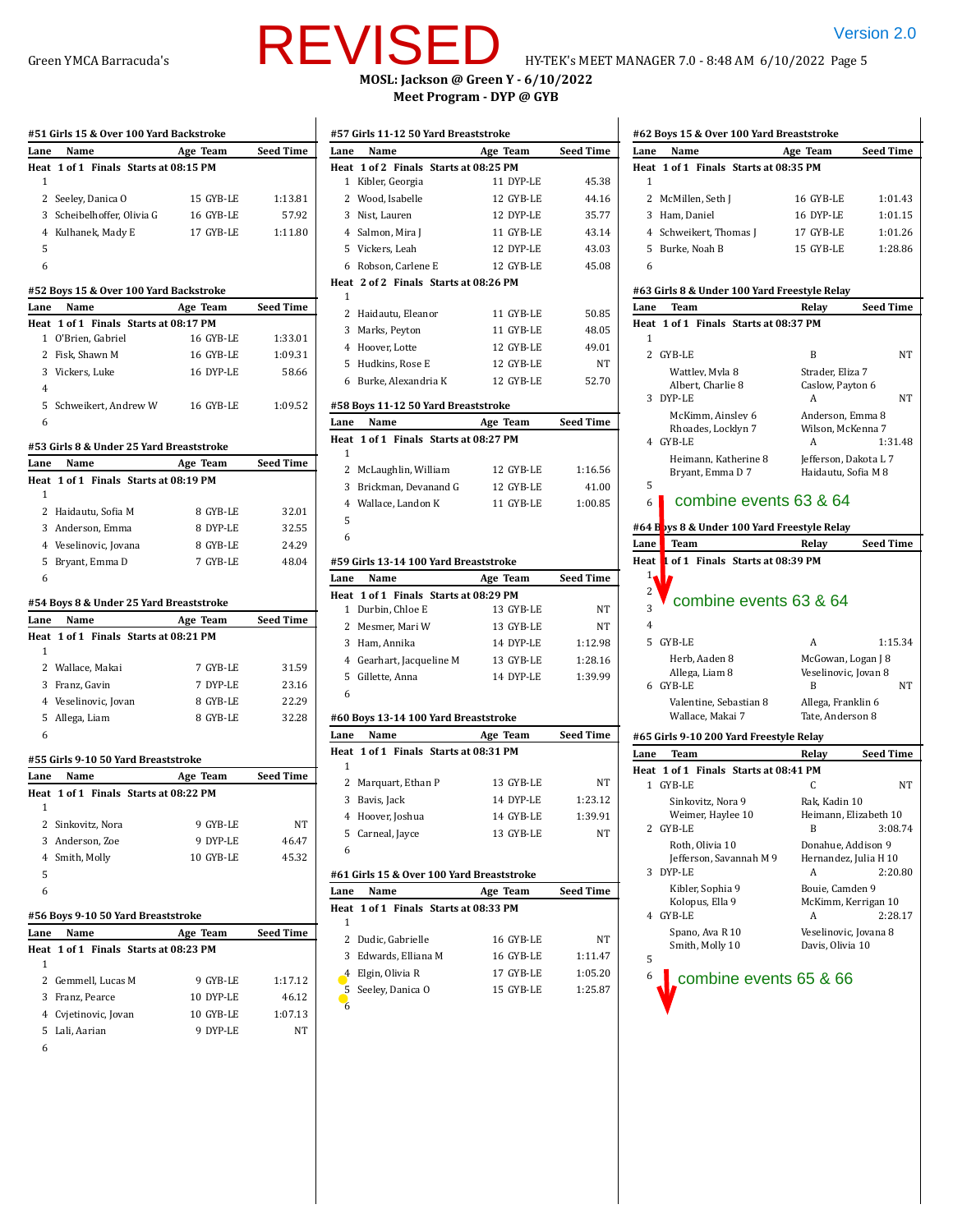Green YMCA Barracuda's **REVISED** HY-TEK's MEET MANAGER 7.0 - 8:48 AM 6/10/2022

Version 2.0

**MOSL: Jackson @ Green Y - 6/10/2022**

**Meet Program - DYP @ GYB**

#### #51 Girls 15 & Over 100 Yard Backstroke

| Lane | Name | Age | Team | Seed Time |
|---|---|---|---|---|
| **Heat 1 of 1 Finals Starts at 08:15 PM** | | | | |
| 1 | | | | |
| 2 | Seeley, Danica O | 15 | GYB-LE | 1:13.81 |
| 3 | Scheibelhoffer, Olivia G | 16 | GYB-LE | 57.92 |
| 4 | Kulhanek, Mady E | 17 | GYB-LE | 1:11.80 |
| 5 | | | | |
| 6 | | | | |

#### #52 Boys 15 & Over 100 Yard Backstroke

| Lane | Name | Age | Team | Seed Time |
|---|---|---|---|---|
| **Heat 1 of 1 Finals Starts at 08:17 PM** | | | | |
| 1 | O'Brien, Gabriel | 16 | GYB-LE | 1:33.01 |
| 2 | Fisk, Shawn M | 16 | GYB-LE | 1:09.31 |
| 3 | Vickers, Luke | 16 | DYP-LE | 58.66 |
| 4 | | | | |
| 5 | Schweikert, Andrew W | 16 | GYB-LE | 1:09.52 |
| 6 | | | | |

#### #53 Girls 8 & Under 25 Yard Breaststroke

| Lane | Name | Age | Team | Seed Time |
|---|---|---|---|---|
| **Heat 1 of 1 Finals Starts at 08:19 PM** | | | | |
| 1 | | | | |
| 2 | Haidautu, Sofia M | 8 | GYB-LE | 32.01 |
| 3 | Anderson, Emma | 8 | DYP-LE | 32.55 |
| 4 | Veselinovic, Jovana | 8 | GYB-LE | 24.29 |
| 5 | Bryant, Emma D | 7 | GYB-LE | 48.04 |
| 6 | | | | |

#### #54 Boys 8 & Under 25 Yard Breaststroke

| Lane | Name | Age | Team | Seed Time |
|---|---|---|---|---|
| **Heat 1 of 1 Finals Starts at 08:21 PM** | | | | |
| 1 | | | | |
| 2 | Wallace, Makai | 7 | GYB-LE | 31.59 |
| 3 | Franz, Gavin | 7 | DYP-LE | 23.16 |
| 4 | Veselinovic, Jovan | 8 | GYB-LE | 22.29 |
| 5 | Allega, Liam | 8 | GYB-LE | 32.28 |
| 6 | | | | |

#### #55 Girls 9-10 50 Yard Breaststroke

| Lane | Name | Age | Team | Seed Time |
|---|---|---|---|---|
| **Heat 1 of 1 Finals Starts at 08:22 PM** | | | | |
| 1 | | | | |
| 2 | Sinkovitz, Nora | 9 | GYB-LE | NT |
| 3 | Anderson, Zoe | 9 | DYP-LE | 46.47 |
| 4 | Smith, Molly | 10 | GYB-LE | 45.32 |
| 5 | | | | |
| 6 | | | | |

#### #56 Boys 9-10 50 Yard Breaststroke

| Lane | Name | Age | Team | Seed Time |
|---|---|---|---|---|
| **Heat 1 of 1 Finals Starts at 08:23 PM** | | | | |
| 1 | | | | |
| 2 | Gemmell, Lucas M | 9 | GYB-LE | 1:17.12 |
| 3 | Franz, Pearce | 10 | DYP-LE | 46.12 |
| 4 | Cvjetinovic, Jovan | 10 | GYB-LE | 1:07.13 |
| 5 | Lali, Aarian | 9 | DYP-LE | NT |
| 6 | | | | |

#### #57 Girls 11-12 50 Yard Breaststroke

| Lane | Name | Age | Team | Seed Time |
|---|---|---|---|---|
| **Heat 1 of 2 Finals Starts at 08:25 PM** | | | | |
| 1 | Kibler, Georgia | 11 | DYP-LE | 45.38 |
| 2 | Wood, Isabelle | 12 | GYB-LE | 44.16 |
| 3 | Nist, Lauren | 12 | DYP-LE | 35.77 |
| 4 | Salmon, Mira J | 11 | GYB-LE | 43.14 |
| 5 | Vickers, Leah | 12 | DYP-LE | 43.03 |
| 6 | Robson, Carlene E | 12 | GYB-LE | 45.08 |
| **Heat 2 of 2 Finals Starts at 08:26 PM** | | | | |
| 1 | | | | |
| 2 | Haidautu, Eleanor | 11 | GYB-LE | 50.85 |
| 3 | Marks, Peyton | 11 | GYB-LE | 48.05 |
| 4 | Hoover, Lotte | 12 | GYB-LE | 49.01 |
| 5 | Hudkins, Rose E | 12 | GYB-LE | NT |
| 6 | Burke, Alexandria K | 12 | GYB-LE | 52.70 |

#### #58 Boys 11-12 50 Yard Breaststroke

| Lane | Name | Age | Team | Seed Time |
|---|---|---|---|---|
| **Heat 1 of 1 Finals Starts at 08:27 PM** | | | | |
| 1 | | | | |
| 2 | McLaughlin, William | 12 | GYB-LE | 1:16.56 |
| 3 | Brickman, Devanand G | 12 | GYB-LE | 41.00 |
| 4 | Wallace, Landon K | 11 | GYB-LE | 1:00.85 |
| 5 | | | | |
| 6 | | | | |

#### #59 Girls 13-14 100 Yard Breaststroke

| Lane | Name | Age | Team | Seed Time |
|---|---|---|---|---|
| **Heat 1 of 1 Finals Starts at 08:29 PM** | | | | |
| 1 | Durbin, Chloe E | 13 | GYB-LE | NT |
| 2 | Mesmer, Mari W | 13 | GYB-LE | NT |
| 3 | Ham, Annika | 14 | DYP-LE | 1:12.98 |
| 4 | Gearhart, Jacqueline M | 13 | GYB-LE | 1:28.16 |
| 5 | Gillette, Anna | 14 | DYP-LE | 1:39.99 |
| 6 | | | | |

#### #60 Boys 13-14 100 Yard Breaststroke

| Lane | Name | Age | Team | Seed Time |
|---|---|---|---|---|
| **Heat 1 of 1 Finals Starts at 08:31 PM** | | | | |
| 1 | | | | |
| 2 | Marquart, Ethan P | 13 | GYB-LE | NT |
| 3 | Bavis, Jack | 14 | DYP-LE | 1:23.12 |
| 4 | Hoover, Joshua | 14 | GYB-LE | 1:39.91 |
| 5 | Carneal, Jayce | 13 | GYB-LE | NT |
| 6 | | | | |

#### #61 Girls 15 & Over 100 Yard Breaststroke

| Lane | Name | Age | Team | Seed Time |
|---|---|---|---|---|
| **Heat 1 of 1 Finals Starts at 08:33 PM** | | | | |
| 1 | | | | |
| 2 | Dudic, Gabrielle | 16 | GYB-LE | NT |
| 3 | Edwards, Elliana M | 16 | GYB-LE | 1:11.47 |
| 4 | Elgin, Olivia R | 17 | GYB-LE | 1:05.20 |
| 5 | Seeley, Danica O | 15 | GYB-LE | 1:25.87 |
| 6 | | | | |

#### #62 Boys 15 & Over 100 Yard Breaststroke

| Lane | Name | Age | Team | Seed Time |
|---|---|---|---|---|
| **Heat 1 of 1 Finals Starts at 08:35 PM** | | | | |
| 1 | | | | |
| 2 | McMillen, Seth J | 16 | GYB-LE | 1:01.43 |
| 3 | Ham, Daniel | 16 | DYP-LE | 1:01.15 |
| 4 | Schweikert, Thomas J | 17 | GYB-LE | 1:01.26 |
| 5 | Burke, Noah B | 15 | GYB-LE | 1:28.86 |
| 6 | | | | |

#### #63 Girls 8 & Under 100 Yard Freestyle Relay

| Lane | Team | Relay | Seed Time |
|---|---|---|---|
| **Heat 1 of 1 Finals Starts at 08:37 PM** | | | |
| 1 | | | |
| 2 | GYB-LE | B | NT |
| | Wattley, Myla 8; Strader, Eliza 7; Albert, Charlie 8; Caslow, Payton 6 | | |
| 3 | DYP-LE | A | NT |
| | McKimm, Ainsley 6; Anderson, Emma 8; Rhoades, Locklyn 7; Wilson, McKenna 7 | | |
| 4 | GYB-LE | A | 1:31.48 |
| | Heimann, Katherine 8; Jefferson, Dakota L 7; Bryant, Emma D 7; Haidautu, Sofia M 8 | | |
| 5 | | | |
| 6 | | | |

combine events 63 & 64

#### #64 Boys 8 & Under 100 Yard Freestyle Relay

combine events 63 & 64

| Lane | Team | Relay | Seed Time |
|---|---|---|---|
| **Heat 1 of 1 Finals Starts at 08:39 PM** | | | |
| 1 | | | |
| 2 | | | |
| 3 | | | |
| 4 | | | |
| 5 | GYB-LE | A | 1:15.34 |
| | Herb, Aaden 8; McGowan, Logan J 8; Allega, Liam 8; Veselinovic, Jovan 8 | | |
| 6 | GYB-LE | B | NT |
| | Valentine, Sebastian 8; Allega, Franklin 6; Wallace, Makai 7; Tate, Anderson 8 | | |

#### #65 Girls 9-10 200 Yard Freestyle Relay

| Lane | Team | Relay | Seed Time |
|---|---|---|---|
| **Heat 1 of 1 Finals Starts at 08:41 PM** | | | |
| 1 | GYB-LE | C | NT |
| | Sinkovitz, Nora 9; Rak, Kadin 10; Weimer, Haylee 10; Heimann, Elizabeth 10 | | |
| 2 | GYB-LE | B | 3:08.74 |
| | Roth, Olivia 10; Donahue, Addison 9; Jefferson, Savannah M 9; Hernandez, Julia H 10 | | |
| 3 | DYP-LE | A | 2:20.80 |
| | Kibler, Sophia 9; Bouie, Camden 9; Kolopus, Ella 9; McKimm, Kerrigan 10 | | |
| 4 | GYB-LE | A | 2:28.17 |
| | Spano, Ava R 10; Veselinovic, Jovana 8; Smith, Molly 10; Davis, Olivia 10 | | |
| 5 | | | |
| 6 | | | |

combine events 65 & 66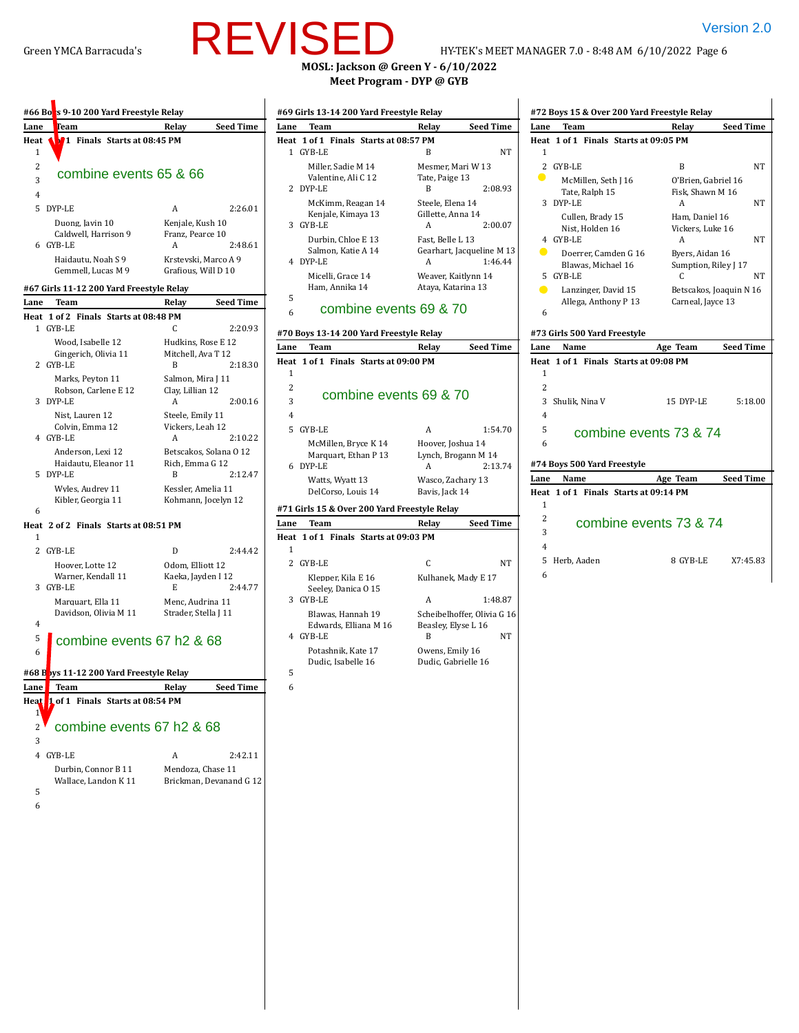# REVISED

Version 2.0

Green YMCA Barracuda's — HY-TEK's MEET MANAGER 7.0 - 8:48 AM 6/10/2022

**MOSL: Jackson @ Green Y - 6/10/2022**
**Meet Program - DYP @ GYB**

### #66 Boys 9-10 200 Yard Freestyle Relay

**Heat 1 of 1 Finals Starts at 08:45 PM**

combine events 65 & 66

| Lane | Team | Relay | Seed Time |
|---|---|---|---|
| 1 | | | |
| 2 | | | |
| 3 | | | |
| 4 | | | |
| 5 | DYP-LE | A | 2:26.01 |
| | Duong, Javin 10; Kenjale, Kush 10; Caldwell, Harrison 9; Franz, Pearce 10 | | |
| 6 | GYB-LE | A | 2:48.61 |
| | Haidautu, Noah S 9; Krstevski, Marco A 9; Gemmell, Lucas M 9; Grafious, Will D 10 | | |

### #67 Girls 11-12 200 Yard Freestyle Relay

**Heat 1 of 2 Finals Starts at 08:48 PM**

| Lane | Team | Relay | Seed Time |
|---|---|---|---|
| 1 | GYB-LE | C | 2:20.93 |
| | Wood, Isabelle 12; Hudkins, Rose E 12; Gingerich, Olivia 11; Mitchell, Ava T 12 | | |
| 2 | GYB-LE | B | 2:18.30 |
| | Marks, Peyton 11; Salmon, Mira J 11; Robson, Carlene E 12; Clay, Lillian 12 | | |
| 3 | DYP-LE | A | 2:00.16 |
| | Nist, Lauren 12; Steele, Emily 11; Colvin, Emma 12; Vickers, Leah 12 | | |
| 4 | GYB-LE | A | 2:10.22 |
| | Anderson, Lexi 12; Betscakos, Solana O 12; Haidautu, Eleanor 11; Rich, Emma G 12 | | |
| 5 | DYP-LE | B | 2:12.47 |
| | Wyles, Audrey 11; Kessler, Amelia 11; Kibler, Georgia 11; Kohmann, Jocelyn 12 | | |
| 6 | | | |

**Heat 2 of 2 Finals Starts at 08:51 PM**

combine events 67 h2 & 68

| Lane | Team | Relay | Seed Time |
|---|---|---|---|
| 1 | | | |
| 2 | GYB-LE | D | 2:44.42 |
| | Hoover, Lotte 12; Odom, Elliott 12; Warner, Kendall 11; Kaeka, Jayden I 12 | | |
| 3 | GYB-LE | E | 2:44.77 |
| | Marquart, Ella 11; Menc, Audrina 11; Davidson, Olivia M 11; Strader, Stella J 11 | | |
| 4 | | | |
| 5 | | | |
| 6 | | | |

### #68 Boys 11-12 200 Yard Freestyle Relay

**Heat 1 of 1 Finals Starts at 08:54 PM**

combine events 67 h2 & 68

| Lane | Team | Relay | Seed Time |
|---|---|---|---|
| 1 | | | |
| 2 | | | |
| 3 | | | |
| 4 | GYB-LE | A | 2:42.11 |
| | Durbin, Connor B 11; Mendoza, Chase 11; Wallace, Landon K 11; Brickman, Devanand G 12 | | |
| 5 | | | |
| 6 | | | |

### #69 Girls 13-14 200 Yard Freestyle Relay

**Heat 1 of 1 Finals Starts at 08:57 PM**

combine events 69 & 70

| Lane | Team | Relay | Seed Time |
|---|---|---|---|
| 1 | GYB-LE | B | NT |
| | Miller, Sadie M 14; Mesmer, Mari W 13; Valentine, Ali C 12; Tate, Paige 13 | | |
| 2 | DYP-LE | B | 2:08.93 |
| | McKimm, Reagan 14; Steele, Elena 14; Kenjale, Kimaya 13; Gillette, Anna 14 | | |
| 3 | GYB-LE | A | 2:00.07 |
| | Durbin, Chloe E 13; Fast, Belle L 13; Salmon, Katie A 14; Gearhart, Jacqueline M 13 | | |
| 4 | DYP-LE | A | 1:46.44 |
| | Micelli, Grace 14; Weaver, Kaitlynn 14; Ham, Annika 14; Ataya, Katarina 13 | | |
| 5 | | | |
| 6 | | | |

### #70 Boys 13-14 200 Yard Freestyle Relay

**Heat 1 of 1 Finals Starts at 09:00 PM**

combine events 69 & 70

| Lane | Team | Relay | Seed Time |
|---|---|---|---|
| 1 | | | |
| 2 | | | |
| 3 | | | |
| 4 | | | |
| 5 | GYB-LE | A | 1:54.70 |
| | McMillen, Bryce K 14; Hoover, Joshua 14; Marquart, Ethan P 13; Lynch, Brogann M 14 | | |
| 6 | DYP-LE | A | 2:13.74 |
| | Watts, Wyatt 13; Wasco, Zachary 13; DelCorso, Louis 14; Bavis, Jack 14 | | |

### #71 Girls 15 & Over 200 Yard Freestyle Relay

**Heat 1 of 1 Finals Starts at 09:03 PM**

| Lane | Team | Relay | Seed Time |
|---|---|---|---|
| 1 | | | |
| 2 | GYB-LE | C | NT |
| | Klepper, Kila E 16; Kulhanek, Mady E 17; Seeley, Danica O 15 | | |
| 3 | GYB-LE | A | 1:48.87 |
| | Blawas, Hannah 19; Scheibelhoffer, Olivia G 16; Edwards, Elliana M 16; Beasley, Elyse L 16 | | |
| 4 | GYB-LE | B | NT |
| | Potashnik, Kate 17; Owens, Emily 16; Dudic, Isabelle 16; Dudic, Gabrielle 16 | | |
| 5 | | | |
| 6 | | | |

### #72 Boys 15 & Over 200 Yard Freestyle Relay

**Heat 1 of 1 Finals Starts at 09:05 PM**

| Lane | Team | Relay | Seed Time |
|---|---|---|---|
| 1 | | | |
| 2 | GYB-LE | B | NT |
| | McMillen, Seth J 16; O'Brien, Gabriel 16; Tate, Ralph 15; Fisk, Shawn M 16 | | |
| 3 | DYP-LE | A | NT |
| | Cullen, Brady 15; Ham, Daniel 16; Nist, Holden 16; Vickers, Luke 16 | | |
| 4 | GYB-LE | A | NT |
| | Doerrer, Camden G 16; Byers, Aidan 16; Blawas, Michael 16; Sumption, Riley J 17 | | |
| 5 | GYB-LE | C | NT |
| | Lanzinger, David 15; Betscakos, Joaquin N 16; Allega, Anthony P 13; Carneal, Jayce 13 | | |
| 6 | | | |

### #73 Girls 500 Yard Freestyle

**Heat 1 of 1 Finals Starts at 09:08 PM**

combine events 73 & 74

| Lane | Name | Age | Team | Seed Time |
|---|---|---|---|---|
| 1 | | | | |
| 2 | | | | |
| 3 | Shulik, Nina V | 15 | DYP-LE | 5:18.00 |
| 4 | | | | |
| 5 | | | | |
| 6 | | | | |

### #74 Boys 500 Yard Freestyle

**Heat 1 of 1 Finals Starts at 09:14 PM**

combine events 73 & 74

| Lane | Name | Age | Team | Seed Time |
|---|---|---|---|---|
| 1 | | | | |
| 2 | | | | |
| 3 | | | | |
| 4 | | | | |
| 5 | Herb, Aaden | 8 | GYB-LE | X7:45.83 |
| 6 | | | | |